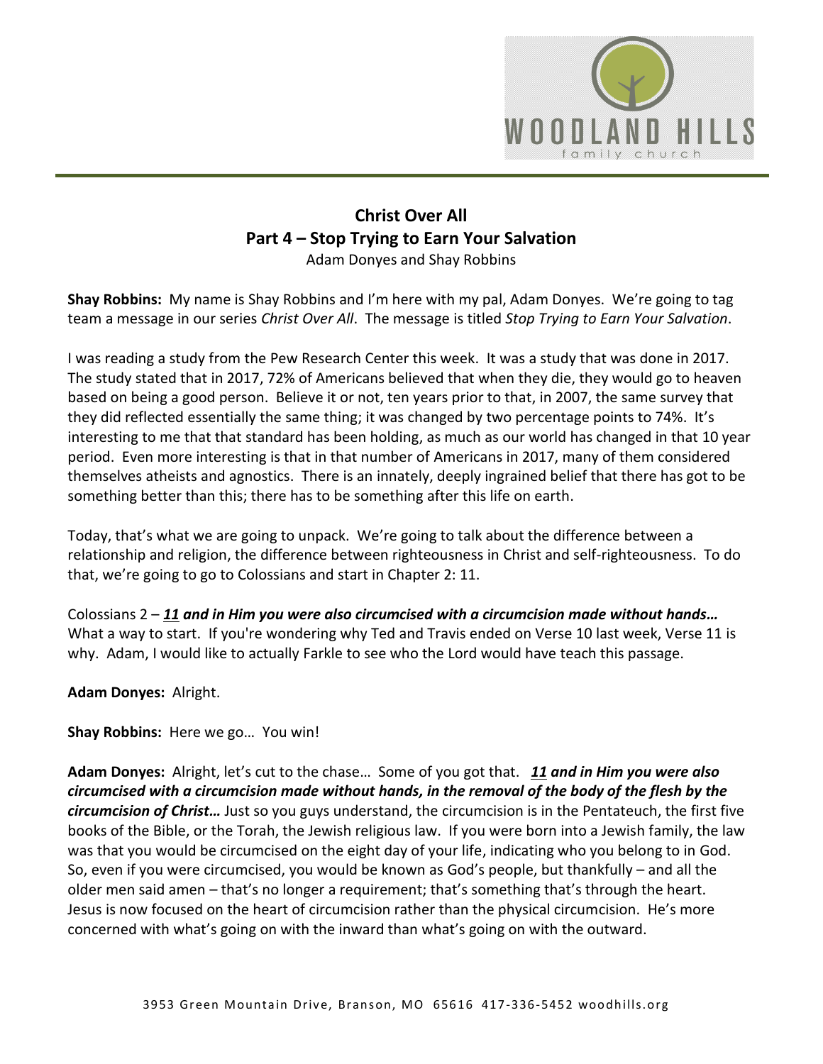# Christ Over All

## Part 4 – Stop Trying to Earn Your Salvation

Adam Donyes and Shay Robbins

**Shay Robbins:** My name is Shay Robbins and I'm here with my pal, Adam Donyes. We're going to tag team a message in our series *Christ Over All*. The message is titled *Stop Trying to Earn Your Salvation*.

I was reading a study from the Pew Research Center this week. It was a study that was done in 2017. The study stated that in 2017, 72% of Americans believed that when they die, they would go to heaven based on being a good person. Believe it or not, ten years prior to that, in 2007, the same survey that they did reflected essentially the same thing; it was changed by two percentage points to 74%. It's interesting to me that that standard has been holding, as much as our world has changed in that 10 year period. Even more interesting is that in that number of Americans in 2017, many of them considered themselves atheists and agnostics. There is an innately, deeply ingrained belief that there has got to be something better than this; there has to be something after this life on earth.

Today, that's what we are going to unpack. We're going to talk about the difference between a relationship and religion, the difference between righteousness in Christ and self-righteousness. To do that, we're going to go to Colossians and start in Chapter 2: 11.

Colossians 2 – ***11 and in Him you were also circumcised with a circumcision made without hands…*** What a way to start. If you're wondering why Ted and Travis ended on Verse 10 last week, Verse 11 is why. Adam, I would like to actually Farkle to see who the Lord would have teach this passage.

**Adam Donyes:** Alright.

**Shay Robbins:** Here we go… You win!

**Adam Donyes:** Alright, let's cut to the chase… Some of you got that. ***11 and in Him you were also circumcised with a circumcision made without hands, in the removal of the body of the flesh by the circumcision of Christ…*** Just so you guys understand, the circumcision is in the Pentateuch, the first five books of the Bible, or the Torah, the Jewish religious law. If you were born into a Jewish family, the law was that you would be circumcised on the eight day of your life, indicating who you belong to in God. So, even if you were circumcised, you would be known as God's people, but thankfully – and all the older men said amen – that's no longer a requirement; that's something that's through the heart. Jesus is now focused on the heart of circumcision rather than the physical circumcision. He's more concerned with what's going on with the inward than what's going on with the outward.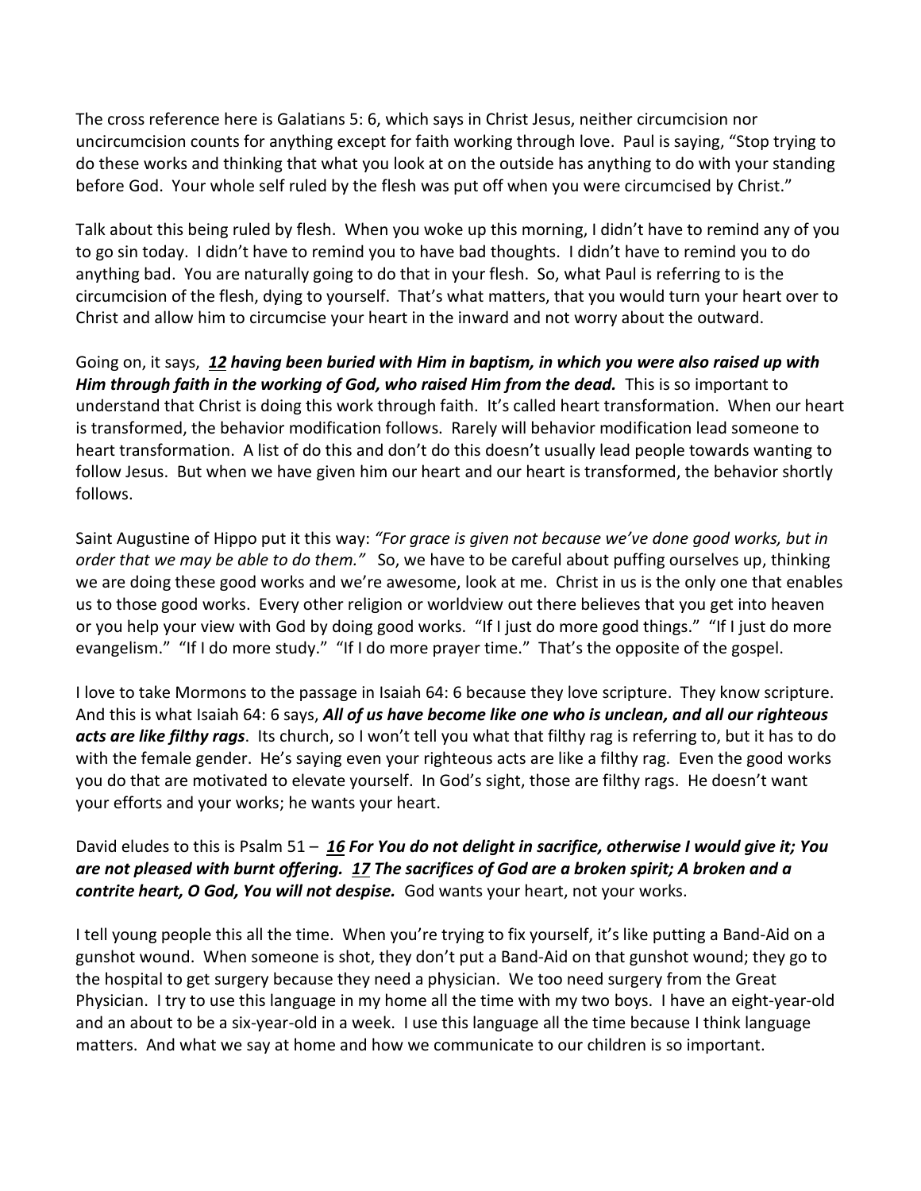The cross reference here is Galatians 5: 6, which says in Christ Jesus, neither circumcision nor uncircumcision counts for anything except for faith working through love. Paul is saying, "Stop trying to do these works and thinking that what you look at on the outside has anything to do with your standing before God. Your whole self ruled by the flesh was put off when you were circumcised by Christ."

Talk about this being ruled by flesh. When you woke up this morning, I didn't have to remind any of you to go sin today. I didn't have to remind you to have bad thoughts. I didn't have to remind you to do anything bad. You are naturally going to do that in your flesh. So, what Paul is referring to is the circumcision of the flesh, dying to yourself. That's what matters, that you would turn your heart over to Christ and allow him to circumcise your heart in the inward and not worry about the outward.

Going on, it says, ***<u>12</u> having been buried with Him in baptism, in which you were also raised up with Him through faith in the working of God, who raised Him from the dead.*** This is so important to understand that Christ is doing this work through faith. It's called heart transformation. When our heart is transformed, the behavior modification follows. Rarely will behavior modification lead someone to heart transformation. A list of do this and don't do this doesn't usually lead people towards wanting to follow Jesus. But when we have given him our heart and our heart is transformed, the behavior shortly follows.

Saint Augustine of Hippo put it this way: *"For grace is given not because we've done good works, but in order that we may be able to do them."* So, we have to be careful about puffing ourselves up, thinking we are doing these good works and we're awesome, look at me. Christ in us is the only one that enables us to those good works. Every other religion or worldview out there believes that you get into heaven or you help your view with God by doing good works. "If I just do more good things." "If I just do more evangelism." "If I do more study." "If I do more prayer time." That's the opposite of the gospel.

I love to take Mormons to the passage in Isaiah 64: 6 because they love scripture. They know scripture. And this is what Isaiah 64: 6 says, ***All of us have become like one who is unclean, and all our righteous acts are like filthy rags***. Its church, so I won't tell you what that filthy rag is referring to, but it has to do with the female gender. He's saying even your righteous acts are like a filthy rag. Even the good works you do that are motivated to elevate yourself. In God's sight, those are filthy rags. He doesn't want your efforts and your works; he wants your heart.

David eludes to this is Psalm 51 – ***<u>16</u> For You do not delight in sacrifice, otherwise I would give it; You are not pleased with burnt offering. <u>17</u> The sacrifices of God are a broken spirit; A broken and a contrite heart, O God, You will not despise.*** God wants your heart, not your works.

I tell young people this all the time. When you're trying to fix yourself, it's like putting a Band-Aid on a gunshot wound. When someone is shot, they don't put a Band-Aid on that gunshot wound; they go to the hospital to get surgery because they need a physician. We too need surgery from the Great Physician. I try to use this language in my home all the time with my two boys. I have an eight-year-old and an about to be a six-year-old in a week. I use this language all the time because I think language matters. And what we say at home and how we communicate to our children is so important.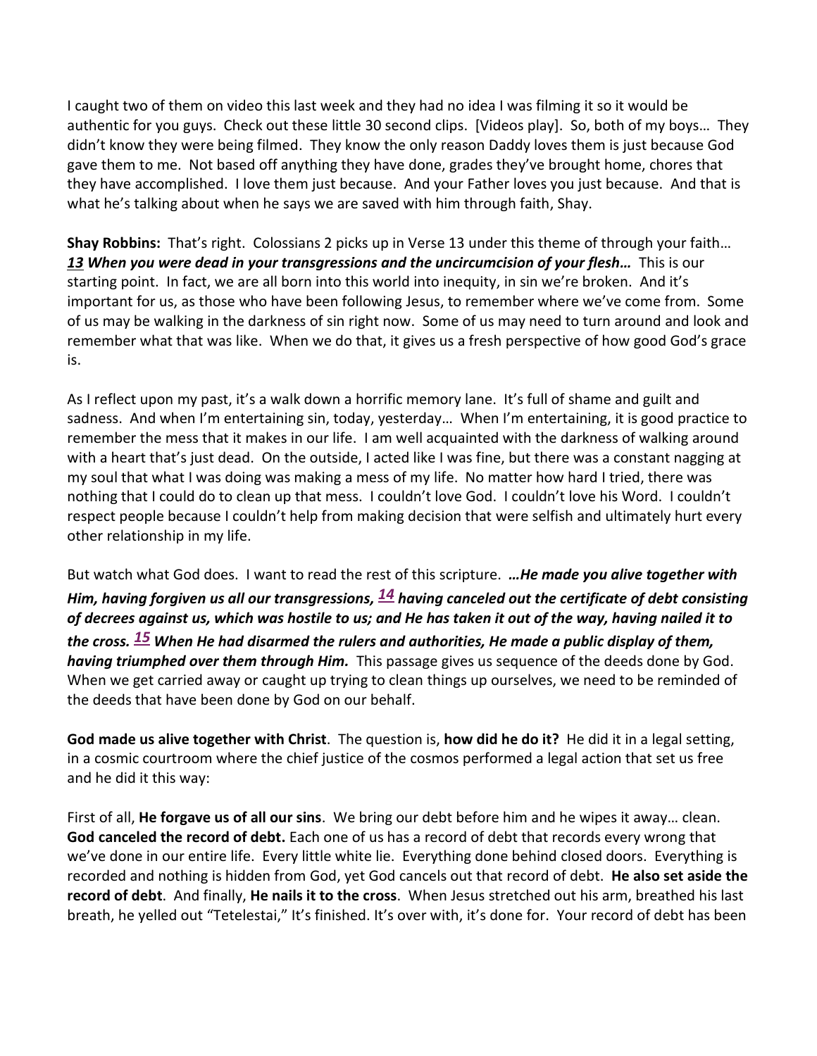I caught two of them on video this last week and they had no idea I was filming it so it would be authentic for you guys. Check out these little 30 second clips. [Videos play]. So, both of my boys… They didn't know they were being filmed. They know the only reason Daddy loves them is just because God gave them to me. Not based off anything they have done, grades they've brought home, chores that they have accomplished. I love them just because. And your Father loves you just because. And that is what he's talking about when he says we are saved with him through faith, Shay.

**Shay Robbins:** That's right. Colossians 2 picks up in Verse 13 under this theme of through your faith… ***13 When you were dead in your transgressions and the uncircumcision of your flesh…*** This is our starting point. In fact, we are all born into this world into inequity, in sin we're broken. And it's important for us, as those who have been following Jesus, to remember where we've come from. Some of us may be walking in the darkness of sin right now. Some of us may need to turn around and look and remember what that was like. When we do that, it gives us a fresh perspective of how good God's grace is.

As I reflect upon my past, it's a walk down a horrific memory lane. It's full of shame and guilt and sadness. And when I'm entertaining sin, today, yesterday… When I'm entertaining, it is good practice to remember the mess that it makes in our life. I am well acquainted with the darkness of walking around with a heart that's just dead. On the outside, I acted like I was fine, but there was a constant nagging at my soul that what I was doing was making a mess of my life. No matter how hard I tried, there was nothing that I could do to clean up that mess. I couldn't love God. I couldn't love his Word. I couldn't respect people because I couldn't help from making decision that were selfish and ultimately hurt every other relationship in my life.

But watch what God does. I want to read the rest of this scripture. ***…He made you alive together with Him, having forgiven us all our transgressions, 14 having canceled out the certificate of debt consisting of decrees against us, which was hostile to us; and He has taken it out of the way, having nailed it to the cross. 15 When He had disarmed the rulers and authorities, He made a public display of them, having triumphed over them through Him.*** This passage gives us sequence of the deeds done by God. When we get carried away or caught up trying to clean things up ourselves, we need to be reminded of the deeds that have been done by God on our behalf.

**God made us alive together with Christ**. The question is, **how did he do it?** He did it in a legal setting, in a cosmic courtroom where the chief justice of the cosmos performed a legal action that set us free and he did it this way:

First of all, **He forgave us of all our sins**. We bring our debt before him and he wipes it away… clean. **God canceled the record of debt.** Each one of us has a record of debt that records every wrong that we've done in our entire life. Every little white lie. Everything done behind closed doors. Everything is recorded and nothing is hidden from God, yet God cancels out that record of debt. **He also set aside the record of debt**. And finally, **He nails it to the cross**. When Jesus stretched out his arm, breathed his last breath, he yelled out "Tetelestai," It's finished. It's over with, it's done for. Your record of debt has been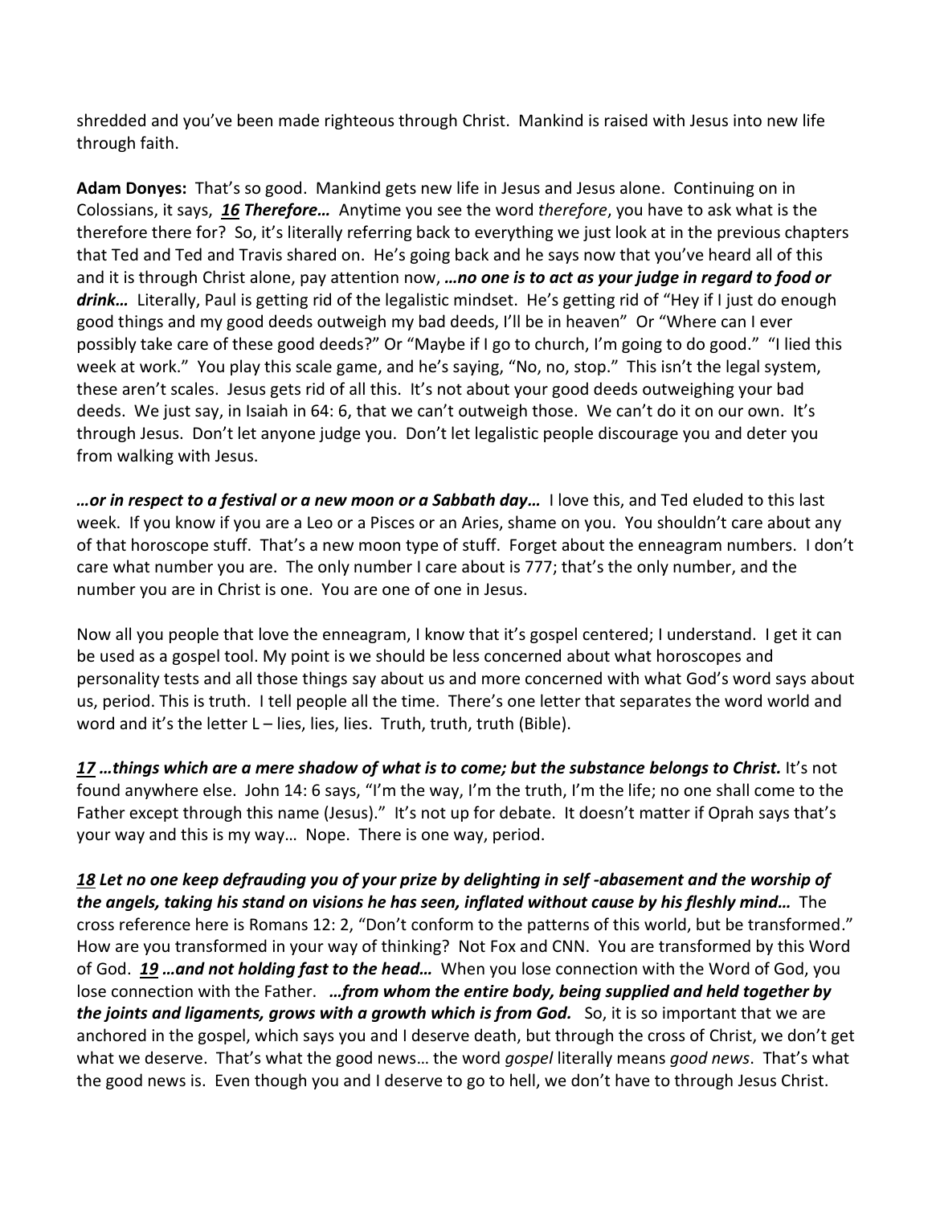shredded and you've been made righteous through Christ. Mankind is raised with Jesus into new life through faith.

**Adam Donyes:** That's so good. Mankind gets new life in Jesus and Jesus alone. Continuing on in Colossians, it says, ***16 Therefore…*** Anytime you see the word *therefore*, you have to ask what is the therefore there for? So, it's literally referring back to everything we just look at in the previous chapters that Ted and Ted and Travis shared on. He's going back and he says now that you've heard all of this and it is through Christ alone, pay attention now, ***…no one is to act as your judge in regard to food or drink…*** Literally, Paul is getting rid of the legalistic mindset. He's getting rid of "Hey if I just do enough good things and my good deeds outweigh my bad deeds, I'll be in heaven" Or "Where can I ever possibly take care of these good deeds?" Or "Maybe if I go to church, I'm going to do good." "I lied this week at work." You play this scale game, and he's saying, "No, no, stop." This isn't the legal system, these aren't scales. Jesus gets rid of all this. It's not about your good deeds outweighing your bad deeds. We just say, in Isaiah in 64: 6, that we can't outweigh those. We can't do it on our own. It's through Jesus. Don't let anyone judge you. Don't let legalistic people discourage you and deter you from walking with Jesus.

***…or in respect to a festival or a new moon or a Sabbath day…*** I love this, and Ted eluded to this last week. If you know if you are a Leo or a Pisces or an Aries, shame on you. You shouldn't care about any of that horoscope stuff. That's a new moon type of stuff. Forget about the enneagram numbers. I don't care what number you are. The only number I care about is 777; that's the only number, and the number you are in Christ is one. You are one of one in Jesus.

Now all you people that love the enneagram, I know that it's gospel centered; I understand. I get it can be used as a gospel tool. My point is we should be less concerned about what horoscopes and personality tests and all those things say about us and more concerned with what God's word says about us, period. This is truth. I tell people all the time. There's one letter that separates the word world and word and it's the letter L – lies, lies, lies. Truth, truth, truth (Bible).

***17 …things which are a mere shadow of what is to come; but the substance belongs to Christ.*** It's not found anywhere else. John 14: 6 says, "I'm the way, I'm the truth, I'm the life; no one shall come to the Father except through this name (Jesus)." It's not up for debate. It doesn't matter if Oprah says that's your way and this is my way… Nope. There is one way, period.

***18 Let no one keep defrauding you of your prize by delighting in self -abasement and the worship of the angels, taking his stand on visions he has seen, inflated without cause by his fleshly mind…*** The cross reference here is Romans 12: 2, "Don't conform to the patterns of this world, but be transformed." How are you transformed in your way of thinking? Not Fox and CNN. You are transformed by this Word of God. ***19 …and not holding fast to the head…*** When you lose connection with the Word of God, you lose connection with the Father. ***…from whom the entire body, being supplied and held together by the joints and ligaments, grows with a growth which is from God.*** So, it is so important that we are anchored in the gospel, which says you and I deserve death, but through the cross of Christ, we don't get what we deserve. That's what the good news… the word *gospel* literally means *good news*. That's what the good news is. Even though you and I deserve to go to hell, we don't have to through Jesus Christ.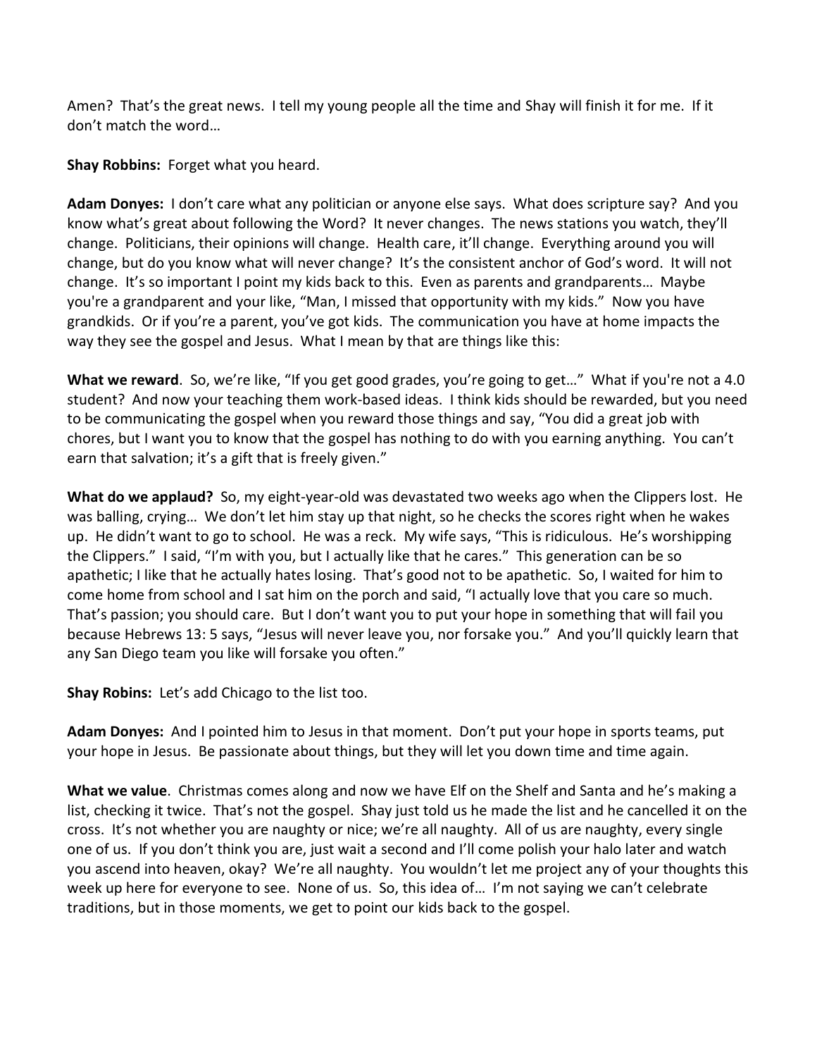Amen? That's the great news. I tell my young people all the time and Shay will finish it for me. If it don't match the word…

**Shay Robbins:** Forget what you heard.

**Adam Donyes:** I don't care what any politician or anyone else says. What does scripture say? And you know what's great about following the Word? It never changes. The news stations you watch, they'll change. Politicians, their opinions will change. Health care, it'll change. Everything around you will change, but do you know what will never change? It's the consistent anchor of God's word. It will not change. It's so important I point my kids back to this. Even as parents and grandparents… Maybe you're a grandparent and your like, "Man, I missed that opportunity with my kids." Now you have grandkids. Or if you're a parent, you've got kids. The communication you have at home impacts the way they see the gospel and Jesus. What I mean by that are things like this:

**What we reward**. So, we're like, "If you get good grades, you're going to get…" What if you're not a 4.0 student? And now your teaching them work-based ideas. I think kids should be rewarded, but you need to be communicating the gospel when you reward those things and say, "You did a great job with chores, but I want you to know that the gospel has nothing to do with you earning anything. You can't earn that salvation; it's a gift that is freely given."

**What do we applaud?** So, my eight-year-old was devastated two weeks ago when the Clippers lost. He was balling, crying… We don't let him stay up that night, so he checks the scores right when he wakes up. He didn't want to go to school. He was a reck. My wife says, "This is ridiculous. He's worshipping the Clippers." I said, "I'm with you, but I actually like that he cares." This generation can be so apathetic; I like that he actually hates losing. That's good not to be apathetic. So, I waited for him to come home from school and I sat him on the porch and said, "I actually love that you care so much. That's passion; you should care. But I don't want you to put your hope in something that will fail you because Hebrews 13: 5 says, "Jesus will never leave you, nor forsake you." And you'll quickly learn that any San Diego team you like will forsake you often."

**Shay Robins:** Let's add Chicago to the list too.

**Adam Donyes:** And I pointed him to Jesus in that moment. Don't put your hope in sports teams, put your hope in Jesus. Be passionate about things, but they will let you down time and time again.

**What we value**. Christmas comes along and now we have Elf on the Shelf and Santa and he's making a list, checking it twice. That's not the gospel. Shay just told us he made the list and he cancelled it on the cross. It's not whether you are naughty or nice; we're all naughty. All of us are naughty, every single one of us. If you don't think you are, just wait a second and I'll come polish your halo later and watch you ascend into heaven, okay? We're all naughty. You wouldn't let me project any of your thoughts this week up here for everyone to see. None of us. So, this idea of… I'm not saying we can't celebrate traditions, but in those moments, we get to point our kids back to the gospel.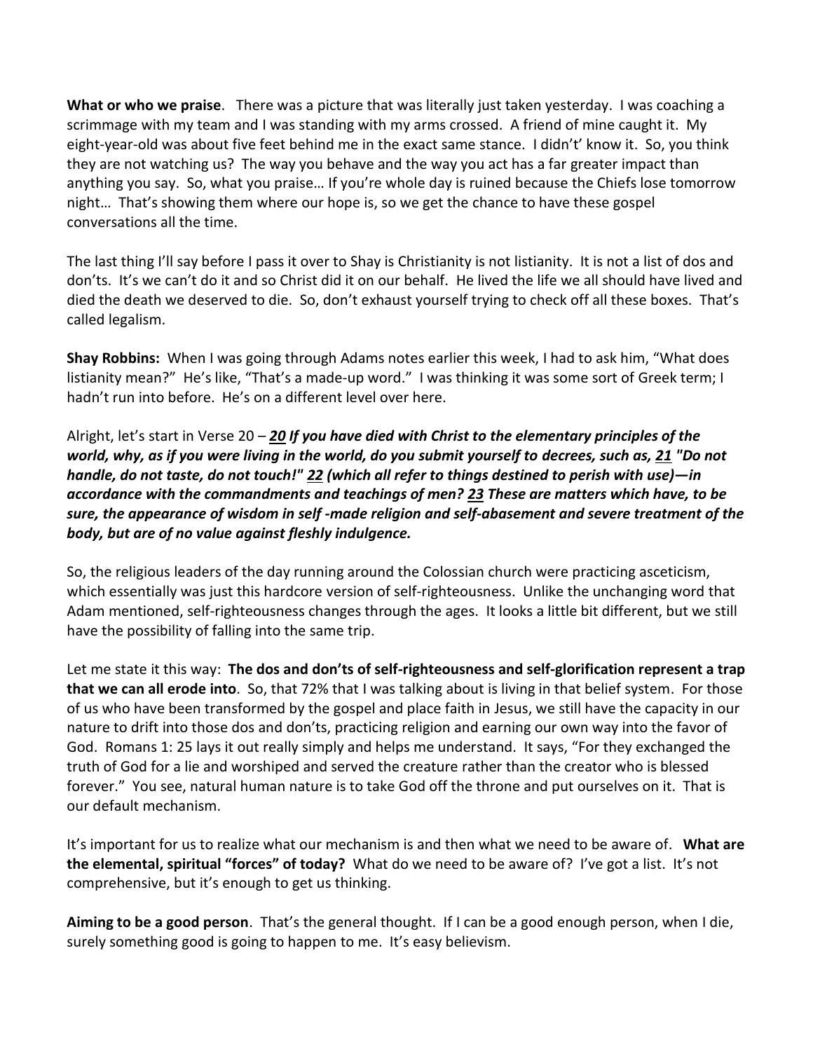**What or who we praise**. There was a picture that was literally just taken yesterday. I was coaching a scrimmage with my team and I was standing with my arms crossed. A friend of mine caught it. My eight-year-old was about five feet behind me in the exact same stance. I didn't' know it. So, you think they are not watching us? The way you behave and the way you act has a far greater impact than anything you say. So, what you praise… If you're whole day is ruined because the Chiefs lose tomorrow night… That's showing them where our hope is, so we get the chance to have these gospel conversations all the time.

The last thing I'll say before I pass it over to Shay is Christianity is not listianity. It is not a list of dos and don'ts. It's we can't do it and so Christ did it on our behalf. He lived the life we all should have lived and died the death we deserved to die. So, don't exhaust yourself trying to check off all these boxes. That's called legalism.

**Shay Robbins:** When I was going through Adams notes earlier this week, I had to ask him, "What does listianity mean?" He's like, "That's a made-up word." I was thinking it was some sort of Greek term; I hadn't run into before. He's on a different level over here.

Alright, let's start in Verse 20 – ***20 If you have died with Christ to the elementary principles of the world, why, as if you were living in the world, do you submit yourself to decrees, such as, 21 "Do not handle, do not taste, do not touch!" 22 (which all refer to things destined to perish with use)—in accordance with the commandments and teachings of men? 23 These are matters which have, to be sure, the appearance of wisdom in self -made religion and self-abasement and severe treatment of the body, but are of no value against fleshly indulgence.***

So, the religious leaders of the day running around the Colossian church were practicing asceticism, which essentially was just this hardcore version of self-righteousness. Unlike the unchanging word that Adam mentioned, self-righteousness changes through the ages. It looks a little bit different, but we still have the possibility of falling into the same trip.

Let me state it this way: **The dos and don'ts of self-righteousness and self-glorification represent a trap that we can all erode into**. So, that 72% that I was talking about is living in that belief system. For those of us who have been transformed by the gospel and place faith in Jesus, we still have the capacity in our nature to drift into those dos and don'ts, practicing religion and earning our own way into the favor of God. Romans 1: 25 lays it out really simply and helps me understand. It says, "For they exchanged the truth of God for a lie and worshiped and served the creature rather than the creator who is blessed forever." You see, natural human nature is to take God off the throne and put ourselves on it. That is our default mechanism.

It's important for us to realize what our mechanism is and then what we need to be aware of. **What are the elemental, spiritual "forces" of today?** What do we need to be aware of? I've got a list. It's not comprehensive, but it's enough to get us thinking.

**Aiming to be a good person**. That's the general thought. If I can be a good enough person, when I die, surely something good is going to happen to me. It's easy believism.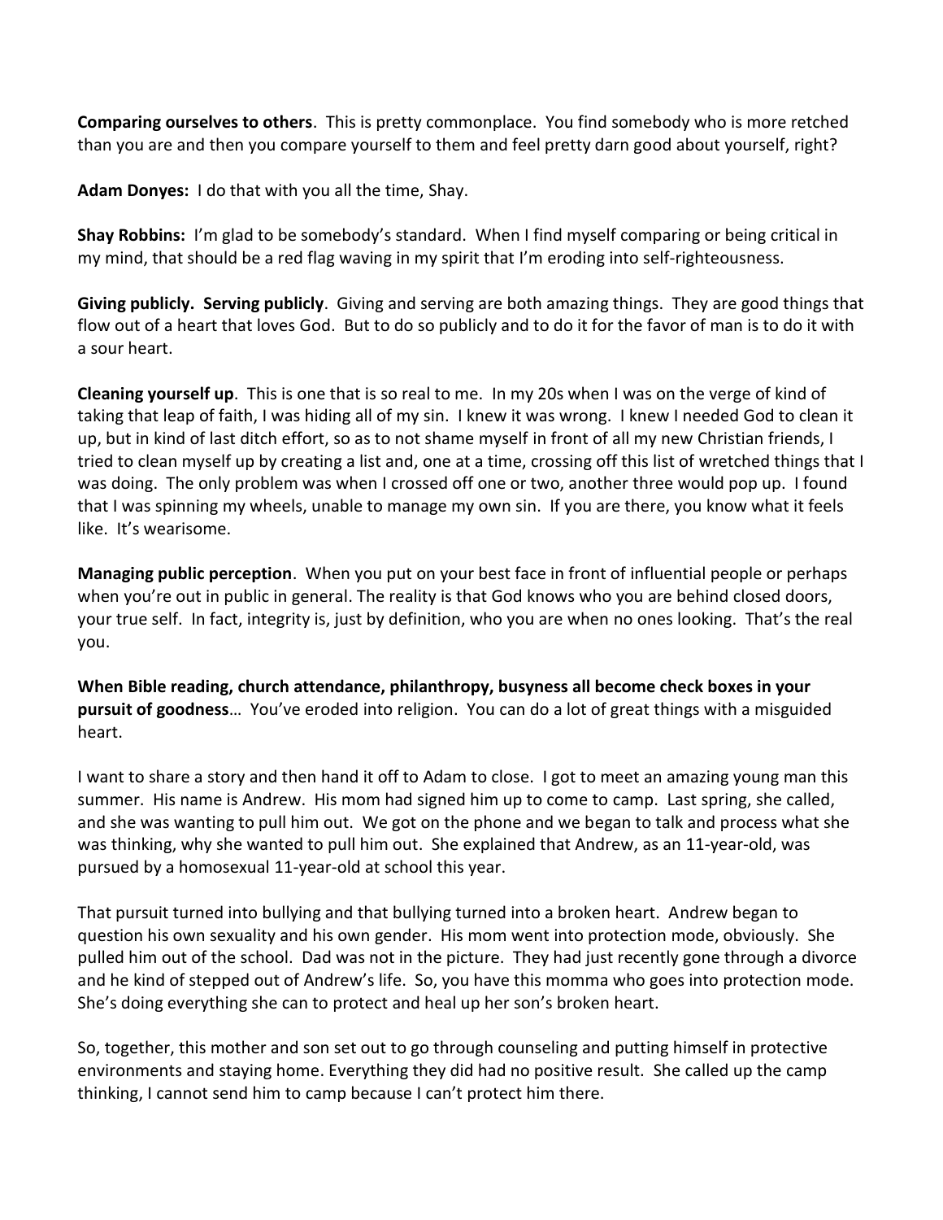**Comparing ourselves to others**. This is pretty commonplace. You find somebody who is more retched than you are and then you compare yourself to them and feel pretty darn good about yourself, right?

**Adam Donyes:** I do that with you all the time, Shay.

**Shay Robbins:** I'm glad to be somebody's standard. When I find myself comparing or being critical in my mind, that should be a red flag waving in my spirit that I'm eroding into self-righteousness.

**Giving publicly. Serving publicly**. Giving and serving are both amazing things. They are good things that flow out of a heart that loves God. But to do so publicly and to do it for the favor of man is to do it with a sour heart.

**Cleaning yourself up**. This is one that is so real to me. In my 20s when I was on the verge of kind of taking that leap of faith, I was hiding all of my sin. I knew it was wrong. I knew I needed God to clean it up, but in kind of last ditch effort, so as to not shame myself in front of all my new Christian friends, I tried to clean myself up by creating a list and, one at a time, crossing off this list of wretched things that I was doing. The only problem was when I crossed off one or two, another three would pop up. I found that I was spinning my wheels, unable to manage my own sin. If you are there, you know what it feels like. It's wearisome.

**Managing public perception**. When you put on your best face in front of influential people or perhaps when you're out in public in general. The reality is that God knows who you are behind closed doors, your true self. In fact, integrity is, just by definition, who you are when no ones looking. That's the real you.

**When Bible reading, church attendance, philanthropy, busyness all become check boxes in your pursuit of goodness**… You've eroded into religion. You can do a lot of great things with a misguided heart.

I want to share a story and then hand it off to Adam to close. I got to meet an amazing young man this summer. His name is Andrew. His mom had signed him up to come to camp. Last spring, she called, and she was wanting to pull him out. We got on the phone and we began to talk and process what she was thinking, why she wanted to pull him out. She explained that Andrew, as an 11-year-old, was pursued by a homosexual 11-year-old at school this year.

That pursuit turned into bullying and that bullying turned into a broken heart. Andrew began to question his own sexuality and his own gender. His mom went into protection mode, obviously. She pulled him out of the school. Dad was not in the picture. They had just recently gone through a divorce and he kind of stepped out of Andrew's life. So, you have this momma who goes into protection mode. She's doing everything she can to protect and heal up her son's broken heart.

So, together, this mother and son set out to go through counseling and putting himself in protective environments and staying home. Everything they did had no positive result. She called up the camp thinking, I cannot send him to camp because I can't protect him there.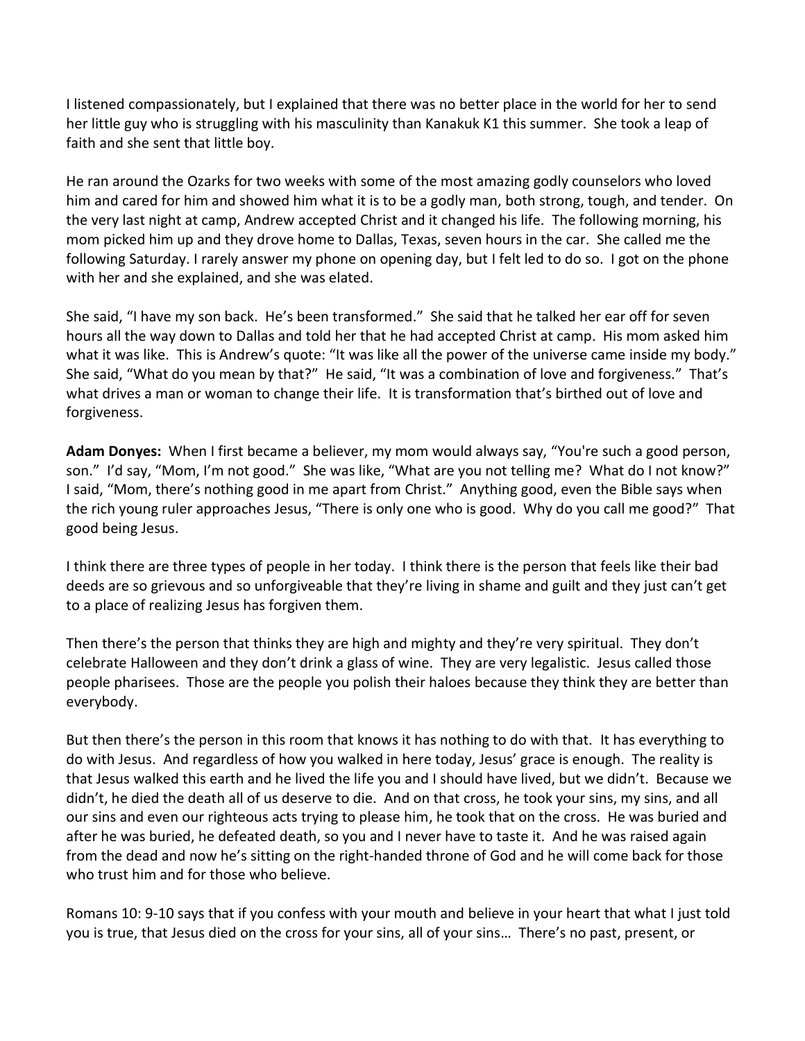I listened compassionately, but I explained that there was no better place in the world for her to send her little guy who is struggling with his masculinity than Kanakuk K1 this summer. She took a leap of faith and she sent that little boy.

He ran around the Ozarks for two weeks with some of the most amazing godly counselors who loved him and cared for him and showed him what it is to be a godly man, both strong, tough, and tender. On the very last night at camp, Andrew accepted Christ and it changed his life. The following morning, his mom picked him up and they drove home to Dallas, Texas, seven hours in the car. She called me the following Saturday. I rarely answer my phone on opening day, but I felt led to do so. I got on the phone with her and she explained, and she was elated.

She said, "I have my son back. He's been transformed." She said that he talked her ear off for seven hours all the way down to Dallas and told her that he had accepted Christ at camp. His mom asked him what it was like. This is Andrew's quote: "It was like all the power of the universe came inside my body." She said, "What do you mean by that?" He said, "It was a combination of love and forgiveness." That's what drives a man or woman to change their life. It is transformation that's birthed out of love and forgiveness.

**Adam Donyes:** When I first became a believer, my mom would always say, "You're such a good person, son." I'd say, "Mom, I'm not good." She was like, "What are you not telling me? What do I not know?" I said, "Mom, there's nothing good in me apart from Christ." Anything good, even the Bible says when the rich young ruler approaches Jesus, "There is only one who is good. Why do you call me good?" That good being Jesus.

I think there are three types of people in her today. I think there is the person that feels like their bad deeds are so grievous and so unforgiveable that they're living in shame and guilt and they just can't get to a place of realizing Jesus has forgiven them.

Then there's the person that thinks they are high and mighty and they're very spiritual. They don't celebrate Halloween and they don't drink a glass of wine. They are very legalistic. Jesus called those people pharisees. Those are the people you polish their haloes because they think they are better than everybody.

But then there's the person in this room that knows it has nothing to do with that. It has everything to do with Jesus. And regardless of how you walked in here today, Jesus' grace is enough. The reality is that Jesus walked this earth and he lived the life you and I should have lived, but we didn't. Because we didn't, he died the death all of us deserve to die. And on that cross, he took your sins, my sins, and all our sins and even our righteous acts trying to please him, he took that on the cross. He was buried and after he was buried, he defeated death, so you and I never have to taste it. And he was raised again from the dead and now he's sitting on the right-handed throne of God and he will come back for those who trust him and for those who believe.

Romans 10: 9-10 says that if you confess with your mouth and believe in your heart that what I just told you is true, that Jesus died on the cross for your sins, all of your sins… There's no past, present, or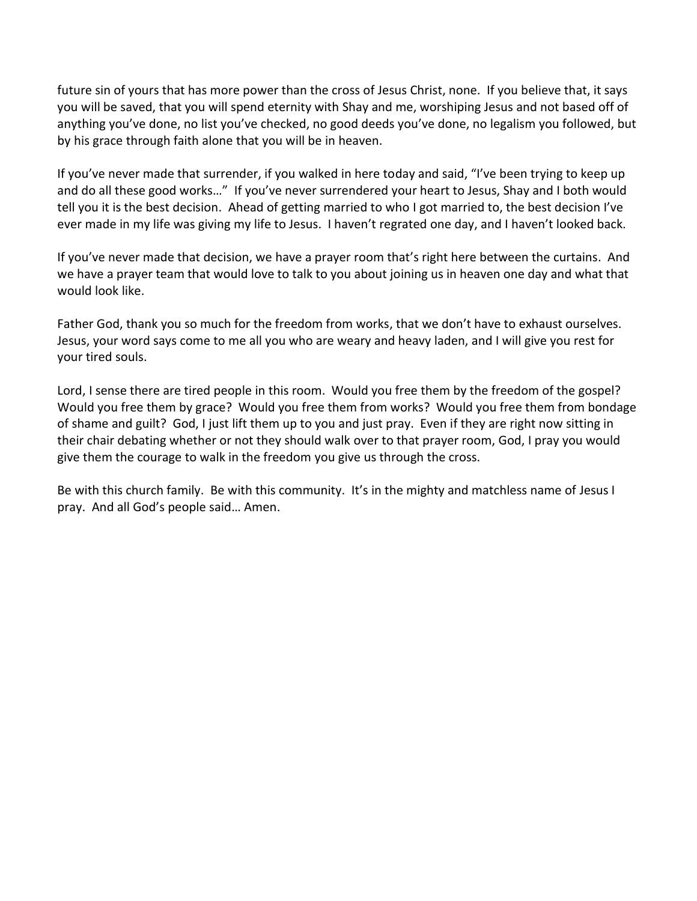future sin of yours that has more power than the cross of Jesus Christ, none. If you believe that, it says you will be saved, that you will spend eternity with Shay and me, worshiping Jesus and not based off of anything you've done, no list you've checked, no good deeds you've done, no legalism you followed, but by his grace through faith alone that you will be in heaven.

If you've never made that surrender, if you walked in here today and said, "I've been trying to keep up and do all these good works…" If you've never surrendered your heart to Jesus, Shay and I both would tell you it is the best decision. Ahead of getting married to who I got married to, the best decision I've ever made in my life was giving my life to Jesus. I haven't regrated one day, and I haven't looked back.

If you've never made that decision, we have a prayer room that's right here between the curtains. And we have a prayer team that would love to talk to you about joining us in heaven one day and what that would look like.

Father God, thank you so much for the freedom from works, that we don't have to exhaust ourselves. Jesus, your word says come to me all you who are weary and heavy laden, and I will give you rest for your tired souls.

Lord, I sense there are tired people in this room. Would you free them by the freedom of the gospel? Would you free them by grace? Would you free them from works? Would you free them from bondage of shame and guilt? God, I just lift them up to you and just pray. Even if they are right now sitting in their chair debating whether or not they should walk over to that prayer room, God, I pray you would give them the courage to walk in the freedom you give us through the cross.

Be with this church family. Be with this community. It's in the mighty and matchless name of Jesus I pray. And all God's people said… Amen.